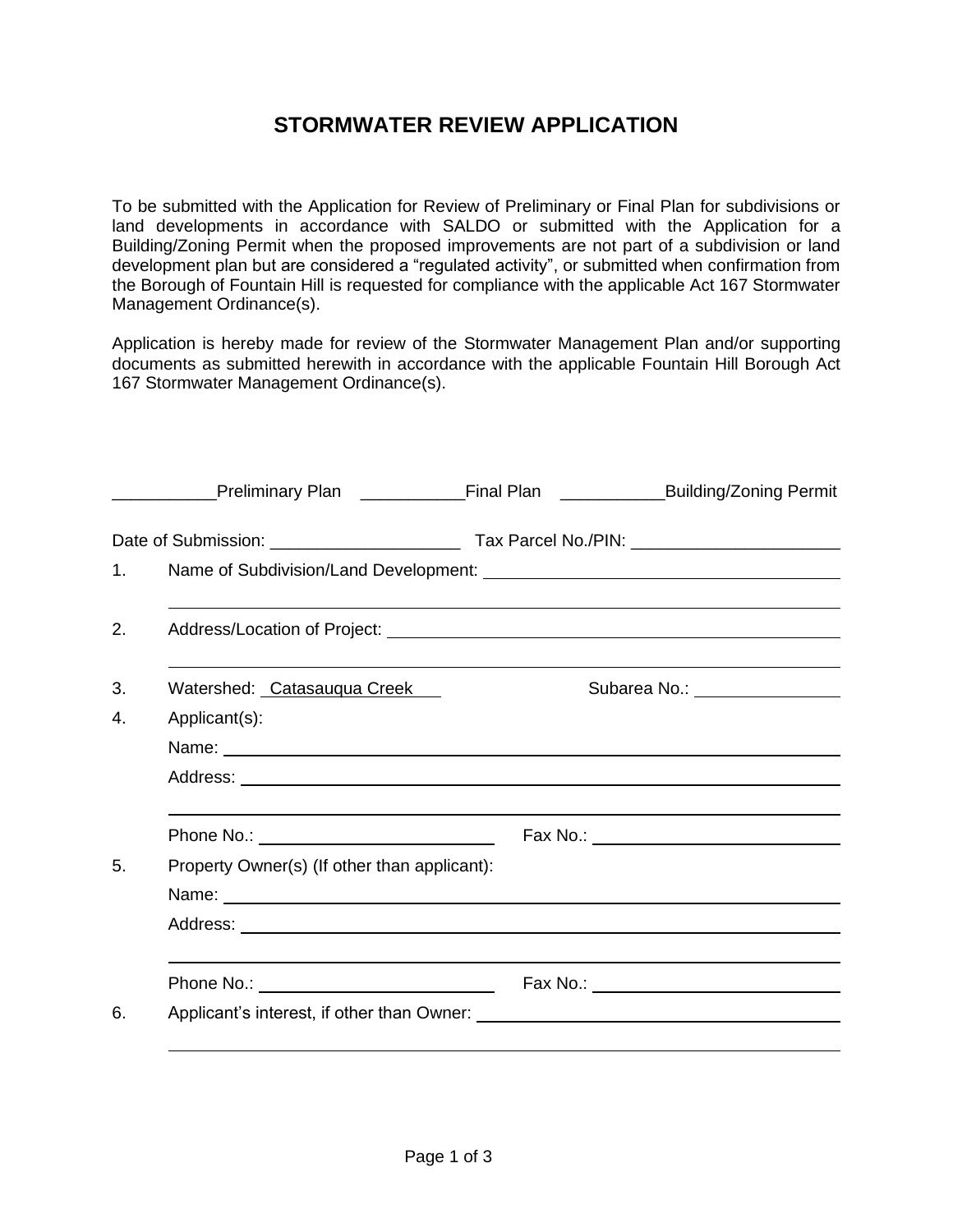# STORMWATER REVIEW APPLICATION

To be submitted with the Application for Review of Preliminary or Final Plan for subdivisions or land developments in accordance with SALDO or submitted with the Application for a Building/Zoning Permit when the proposed improvements are not part of a subdivision or land development plan but are considered a "regulated activity", or submitted when confirmation from the Borough of Fountain Hill is requested for compliance with the applicable Act 167 Stormwater Management Ordinance(s).

Application is hereby made for review of the Stormwater Management Plan and/or supporting documents as submitted herewith in accordance with the applicable Fountain Hill Borough Act 167 Stormwater Management Ordinance(s).

___________Preliminary Plan ___________Final Plan ___________Building/Zoning Permit

Date of Submission: ____________________ Tax Parcel No./PIN: ______________________

1. Name of Subdivision/Land Development: ______________________________________

   ______________________________________________________________________

2. Address/Location of Project: ______________________________________________

   ______________________________________________________________________

3. Watershed: Catasauqua Creek Subarea No.: _______________

4. Applicant(s):

   Name: ________________________________________________________________

   Address: ______________________________________________________________

   ______________________________________________________________________

   Phone No.: _________________________ Fax No.: ___________________________

5. Property Owner(s) (If other than applicant):

   Name: ________________________________________________________________

   Address: ______________________________________________________________

   ______________________________________________________________________

   Phone No.: _________________________ Fax No.: ___________________________

6. Applicant's interest, if other than Owner: _______________________________________

   ______________________________________________________________________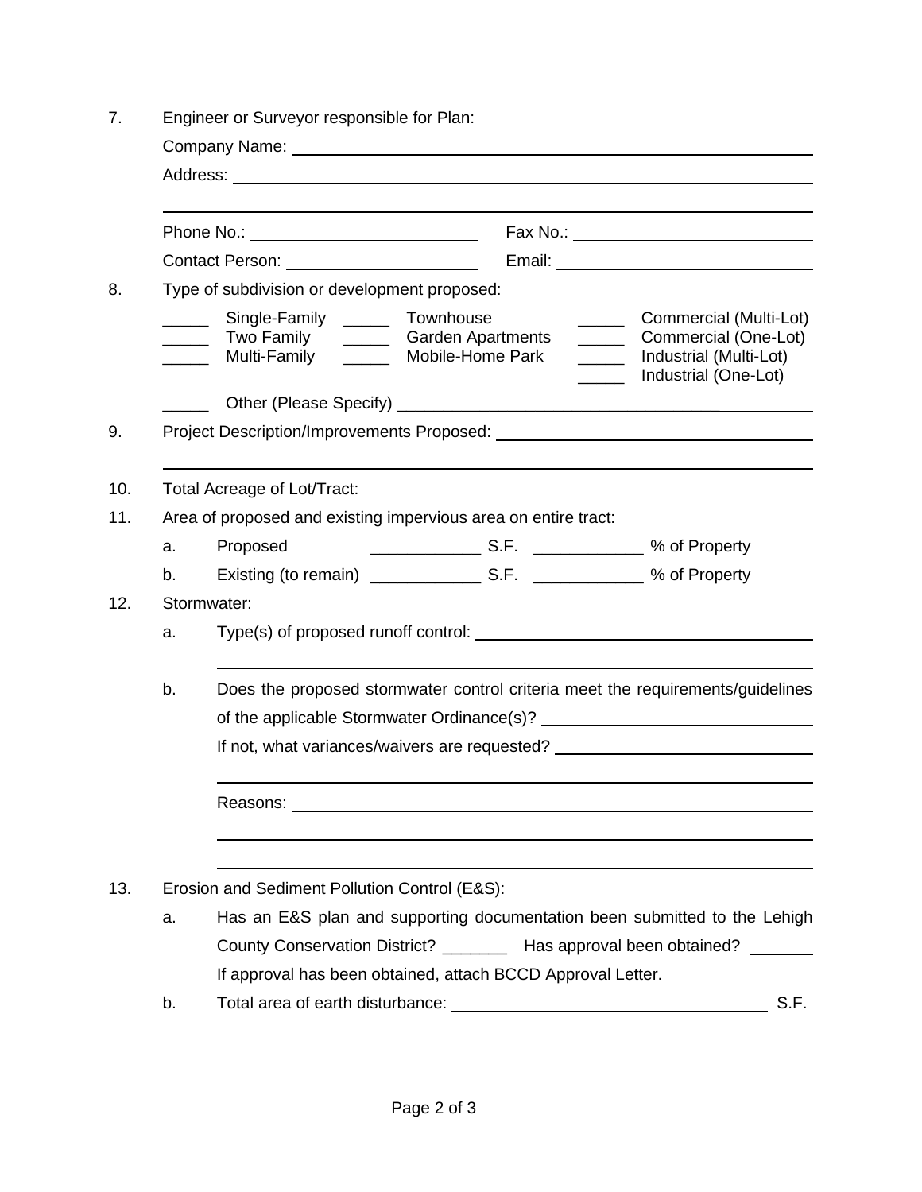7. Engineer or Surveyor responsible for Plan:

   Company Name: ______________________________________________

   Address: ______________________________________________

   ______________________________________________

   Phone No.: ____________________ Fax No.: ____________________

   Contact Person: ____________________ Email: ____________________

8. Type of subdivision or development proposed:

   _____ Single-Family _____ Townhouse _____ Commercial (Multi-Lot)
   _____ Two Family _____ Garden Apartments _____ Commercial (One-Lot)
   _____ Multi-Family _____ Mobile-Home Park _____ Industrial (Multi-Lot)
   _____ Industrial (One-Lot)

   _____ Other (Please Specify) ______________________________________________

9. Project Description/Improvements Proposed: ______________________________________________

   ______________________________________________

10. Total Acreage of Lot/Tract: ______________________________________________

11. Area of proposed and existing impervious area on entire tract:

    a. Proposed ____________ S.F. ____________ % of Property

    b. Existing (to remain) ____________ S.F. ____________ % of Property

12. Stormwater:

    a. Type(s) of proposed runoff control: ______________________________________________

       ______________________________________________

    b. Does the proposed stormwater control criteria meet the requirements/guidelines of the applicable Stormwater Ordinance(s)? ____________________

       If not, what variances/waivers are requested? ____________________

       ______________________________________________

       Reasons: ______________________________________________

       ______________________________________________

       ______________________________________________

13. Erosion and Sediment Pollution Control (E&S):

    a. Has an E&S plan and supporting documentation been submitted to the Lehigh County Conservation District? _______ Has approval been obtained? _______

       If approval has been obtained, attach BCCD Approval Letter.

    b. Total area of earth disturbance: ______________________________ S.F.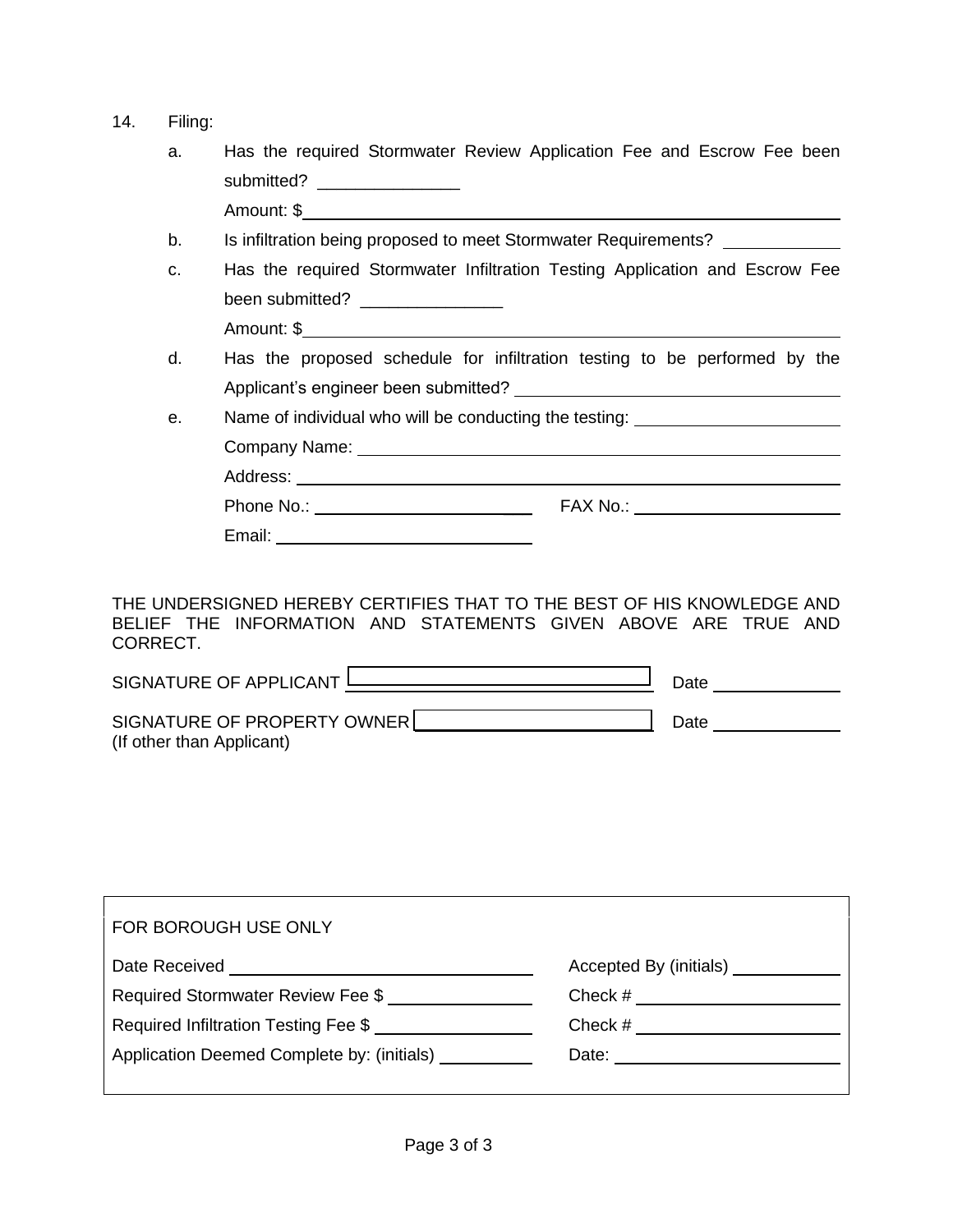14. Filing:

   a. Has the required Stormwater Review Application Fee and Escrow Fee been submitted? _______________

      Amount: $______________________________________________

   b. Is infiltration being proposed to meet Stormwater Requirements? ____________

   c. Has the required Stormwater Infiltration Testing Application and Escrow Fee been submitted? _______________

      Amount: $______________________________________________

   d. Has the proposed schedule for infiltration testing to be performed by the Applicant's engineer been submitted? ______________________________

   e. Name of individual who will be conducting the testing: ______________________

      Company Name: ______________________________________

      Address: ___________________________________________

      Phone No.: ______________________ FAX No.: ______________________

      Email: ___________________________

THE UNDERSIGNED HEREBY CERTIFIES THAT TO THE BEST OF HIS KNOWLEDGE AND BELIEF THE INFORMATION AND STATEMENTS GIVEN ABOVE ARE TRUE AND CORRECT.

SIGNATURE OF APPLICANT ______________________________ Date ____________

SIGNATURE OF PROPERTY OWNER ________________________ Date ____________
(If other than Applicant)

FOR BOROUGH USE ONLY

Date Received ______________________________ Accepted By (initials) ____________

Required Stormwater Review Fee $ ______________ Check # ______________________

Required Infiltration Testing Fee $ ______________ Check # ______________________

Application Deemed Complete by: (initials) __________ Date: ______________________